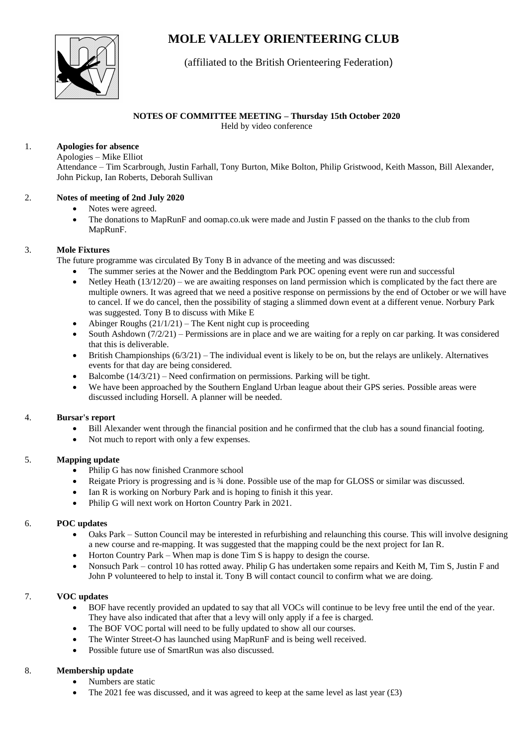# MOLE VALLEY ORIENTEERING CLUB

(affiliated to the British Orienteering Federation)

**NOTES OF COMMITTEE MEETING – Thursday 15th October 2020**

Held by video conference

1. **Apologies for absence**

   Apologies – Mike Elliot

   Attendance – Tim Scarbrough, Justin Farhall, Tony Burton, Mike Bolton, Philip Gristwood, Keith Masson, Bill Alexander, John Pickup, Ian Roberts, Deborah Sullivan

2. **Notes of meeting of 2nd July 2020**
   - Notes were agreed.
   - The donations to MapRunF and oomap.co.uk were made and Justin F passed on the thanks to the club from MapRunF.

3. **Mole Fixtures**

   The future programme was circulated By Tony B in advance of the meeting and was discussed:
   - The summer series at the Nower and the Beddingtom Park POC opening event were run and successful
   - Netley Heath (13/12/20) – we are awaiting responses on land permission which is complicated by the fact there are multiple owners. It was agreed that we need a positive response on permissions by the end of October or we will have to cancel. If we do cancel, then the possibility of staging a slimmed down event at a different venue. Norbury Park was suggested. Tony B to discuss with Mike E
   - Abinger Roughs (21/1/21) – The Kent night cup is proceeding
   - South Ashdown (7/2/21) – Permissions are in place and we are waiting for a reply on car parking. It was considered that this is deliverable.
   - British Championships (6/3/21) – The individual event is likely to be on, but the relays are unlikely. Alternatives events for that day are being considered.
   - Balcombe (14/3/21) – Need confirmation on permissions. Parking will be tight.
   - We have been approached by the Southern England Urban league about their GPS series. Possible areas were discussed including Horsell. A planner will be needed.

4. **Bursar's report**
   - Bill Alexander went through the financial position and he confirmed that the club has a sound financial footing.
   - Not much to report with only a few expenses.

5. **Mapping update**
   - Philip G has now finished Cranmore school
   - Reigate Priory is progressing and is ¾ done. Possible use of the map for GLOSS or similar was discussed.
   - Ian R is working on Norbury Park and is hoping to finish it this year.
   - Philip G will next work on Horton Country Park in 2021.

6. **POC updates**
   - Oaks Park – Sutton Council may be interested in refurbishing and relaunching this course. This will involve designing a new course and re-mapping. It was suggested that the mapping could be the next project for Ian R.
   - Horton Country Park – When map is done Tim S is happy to design the course.
   - Nonsuch Park – control 10 has rotted away. Philip G has undertaken some repairs and Keith M, Tim S, Justin F and John P volunteered to help to instal it. Tony B will contact council to confirm what we are doing.

7. **VOC updates**
   - BOF have recently provided an updated to say that all VOCs will continue to be levy free until the end of the year. They have also indicated that after that a levy will only apply if a fee is charged.
   - The BOF VOC portal will need to be fully updated to show all our courses.
   - The Winter Street-O has launched using MapRunF and is being well received.
   - Possible future use of SmartRun was also discussed.

8. **Membership update**
   - Numbers are static
   - The 2021 fee was discussed, and it was agreed to keep at the same level as last year (£3)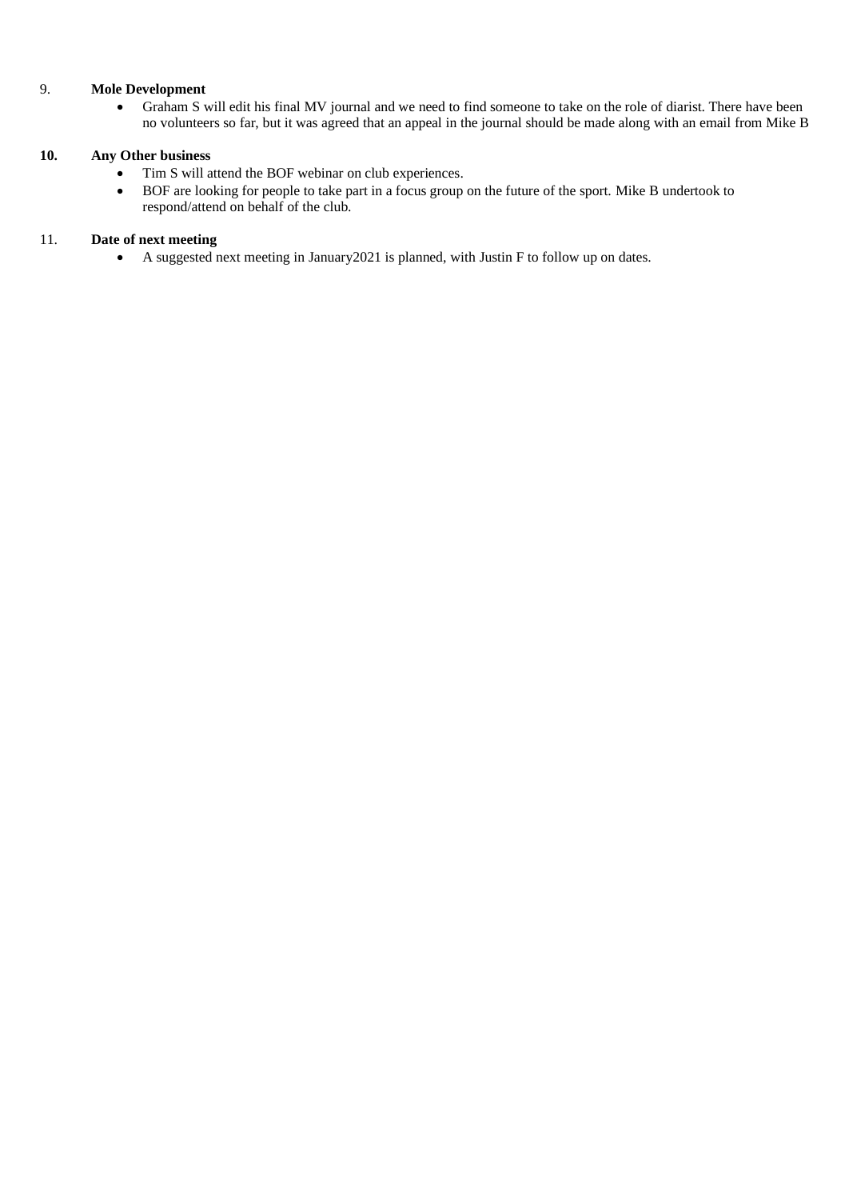9. **Mole Development**
   - Graham S will edit his final MV journal and we need to find someone to take on the role of diarist. There have been no volunteers so far, but it was agreed that an appeal in the journal should be made along with an email from Mike B

**10. Any Other business**
   - Tim S will attend the BOF webinar on club experiences.
   - BOF are looking for people to take part in a focus group on the future of the sport. Mike B undertook to respond/attend on behalf of the club.

11. **Date of next meeting**
   - A suggested next meeting in January2021 is planned, with Justin F to follow up on dates.